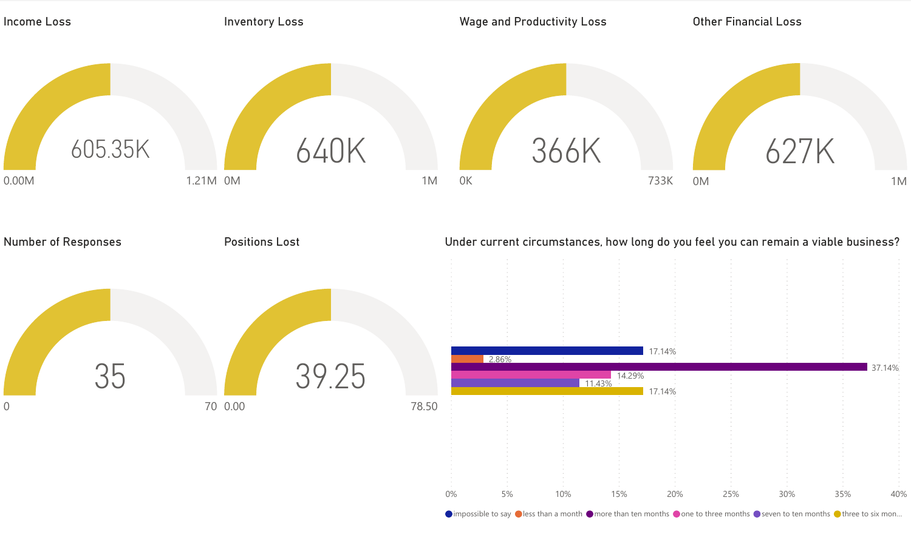## Income Loss

605.35K

0.00M – 1.21M

## Inventory Loss

640K

0M – 1M

## Wage and Productivity Loss

366K

0K – 733K

## Other Financial Loss

627K

0M – 1M

## Number of Responses

35

0 – 70

## Positions Lost

39.25

0.00 – 78.50

## Under current circumstances, how long do you feel you can remain a viable business?

| Response | Percentage |
| --- | --- |
| impossible to say | 17.14% |
| less than a month | 2.86% |
| more than ten months | 37.14% |
| one to three months | 14.29% |
| seven to ten months | 11.43% |
| three to six mon... | 17.14% |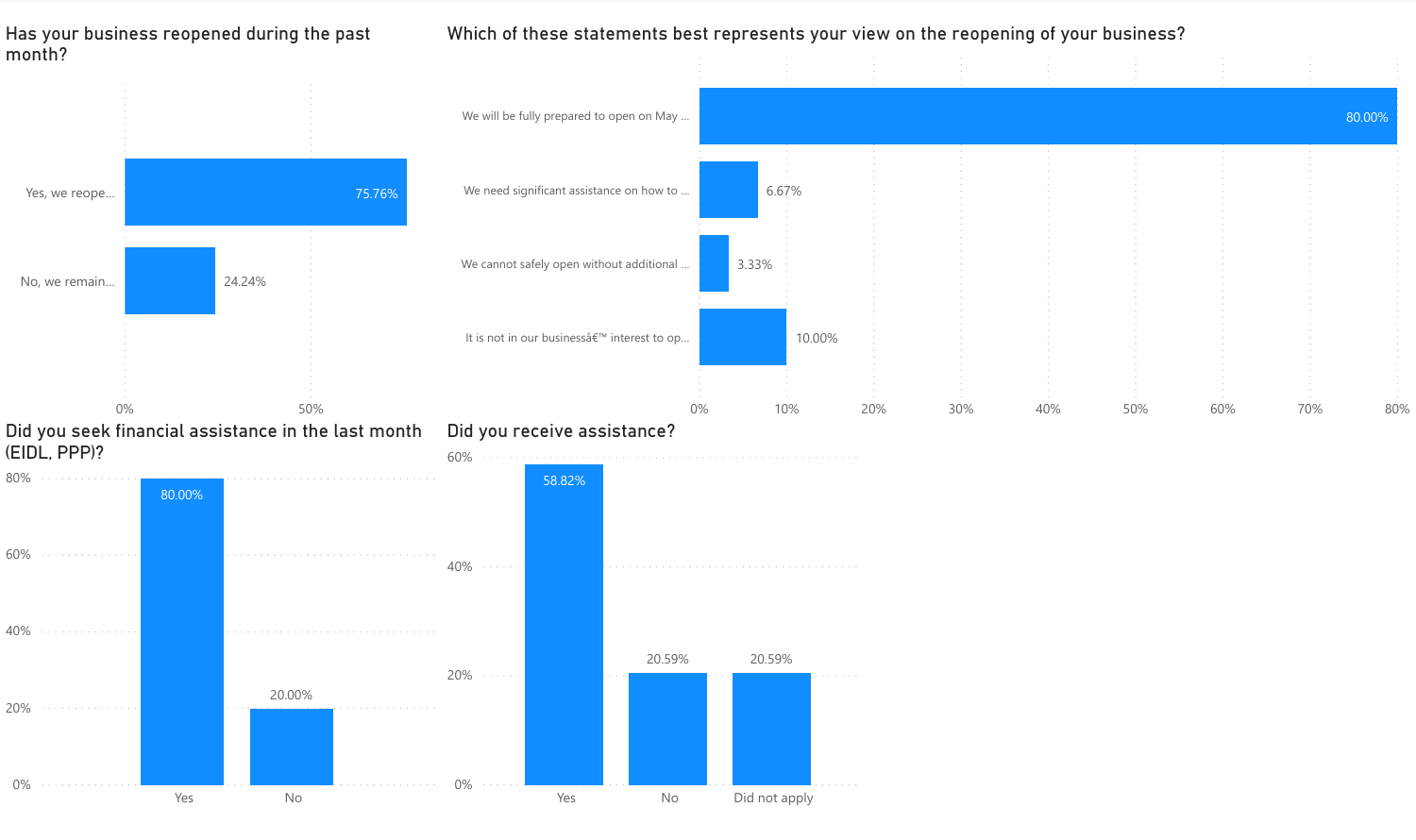## Has your business reopened during the past month?

Yes, we reope...
75.76%

No, we remain...
24.24%

0%
50%

## Which of these statements best represents your view on the reopening of your business?

We will be fully prepared to open on May ...
80.00%

We need significant assistance on how to ...
6.67%

We cannot safely open without additional ...
3.33%

It is not in our businessâ€™ interest to op...
10.00%

0%
10%
20%
30%
40%
50%
60%
70%
80%

## Did you seek financial assistance in the last month (EIDL, PPP)?

80%
60%
40%
20%
0%

Yes
80.00%

No
20.00%

## Did you receive assistance?

60%
40%
20%
0%

Yes
58.82%

No
20.59%

Did not apply
20.59%